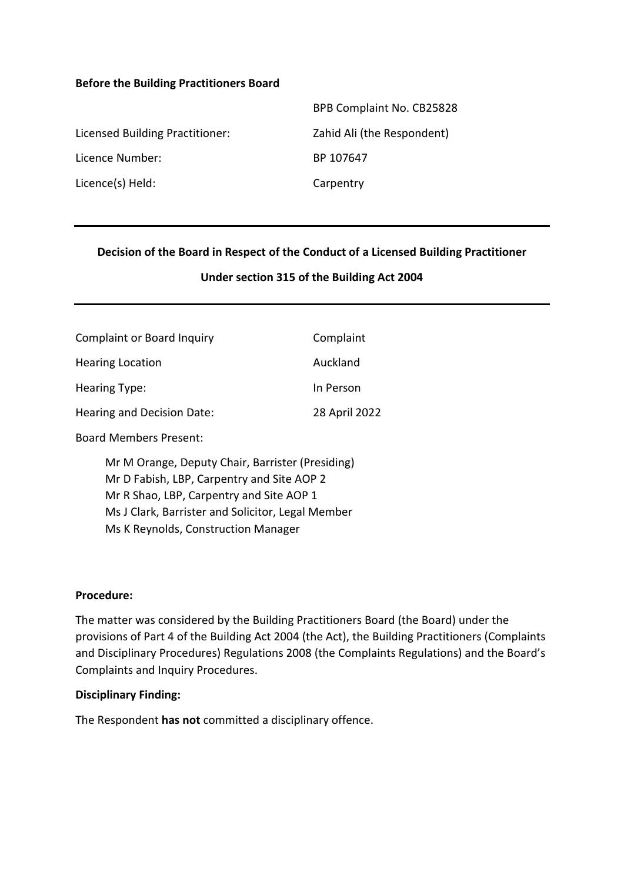**Before the Building Practitioners Board**

| | |
|---|---|
| | BPB Complaint No. CB25828 |
| Licensed Building Practitioner: | Zahid Ali (the Respondent) |
| Licence Number: | BP 107647 |
| Licence(s) Held: | Carpentry |

---

**Decision of the Board in Respect of the Conduct of a Licensed Building Practitioner**

**Under section 315 of the Building Act 2004**

---

| | |
|---|---|
| Complaint or Board Inquiry | Complaint |
| Hearing Location | Auckland |
| Hearing Type: | In Person |
| Hearing and Decision Date: | 28 April 2022 |

Board Members Present:

Mr M Orange, Deputy Chair, Barrister (Presiding)
Mr D Fabish, LBP, Carpentry and Site AOP 2
Mr R Shao, LBP, Carpentry and Site AOP 1
Ms J Clark, Barrister and Solicitor, Legal Member
Ms K Reynolds, Construction Manager

**Procedure:**

The matter was considered by the Building Practitioners Board (the Board) under the provisions of Part 4 of the Building Act 2004 (the Act), the Building Practitioners (Complaints and Disciplinary Procedures) Regulations 2008 (the Complaints Regulations) and the Board's Complaints and Inquiry Procedures.

**Disciplinary Finding:**

The Respondent **has not** committed a disciplinary offence.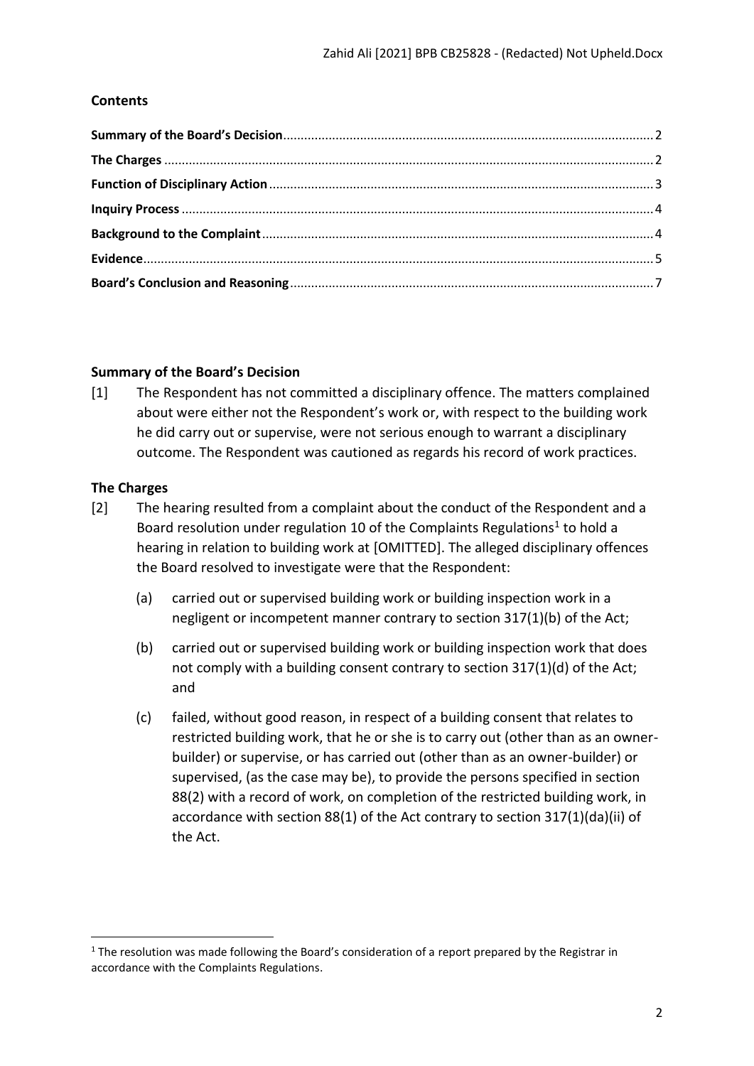## Contents

| | |
|---|---|
| **Summary of the Board's Decision** | 2 |
| **The Charges** | 2 |
| **Function of Disciplinary Action** | 3 |
| **Inquiry Process** | 4 |
| **Background to the Complaint** | 4 |
| **Evidence** | 5 |
| **Board's Conclusion and Reasoning** | 7 |

## Summary of the Board's Decision

[1] The Respondent has not committed a disciplinary offence. The matters complained about were either not the Respondent's work or, with respect to the building work he did carry out or supervise, were not serious enough to warrant a disciplinary outcome. The Respondent was cautioned as regards his record of work practices.

## The Charges

[2] The hearing resulted from a complaint about the conduct of the Respondent and a Board resolution under regulation 10 of the Complaints Regulations[1] to hold a hearing in relation to building work at [OMITTED]. The alleged disciplinary offences the Board resolved to investigate were that the Respondent:

(a) carried out or supervised building work or building inspection work in a negligent or incompetent manner contrary to section 317(1)(b) of the Act;

(b) carried out or supervised building work or building inspection work that does not comply with a building consent contrary to section 317(1)(d) of the Act; and

(c) failed, without good reason, in respect of a building consent that relates to restricted building work, that he or she is to carry out (other than as an owner-builder) or supervise, or has carried out (other than as an owner-builder) or supervised, (as the case may be), to provide the persons specified in section 88(2) with a record of work, on completion of the restricted building work, in accordance with section 88(1) of the Act contrary to section 317(1)(da)(ii) of the Act.

[1] The resolution was made following the Board's consideration of a report prepared by the Registrar in accordance with the Complaints Regulations.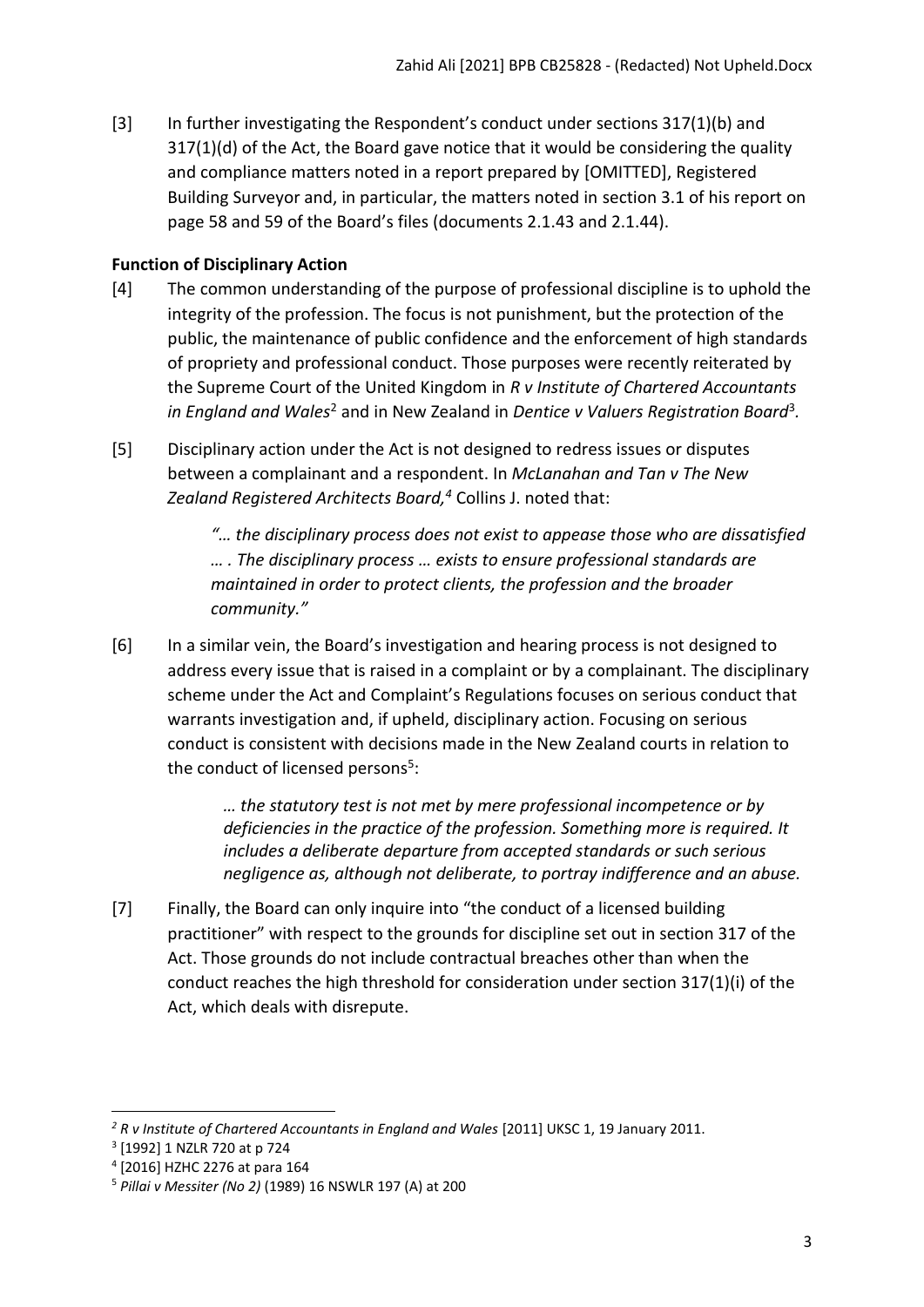[3] In further investigating the Respondent's conduct under sections 317(1)(b) and 317(1)(d) of the Act, the Board gave notice that it would be considering the quality and compliance matters noted in a report prepared by [OMITTED], Registered Building Surveyor and, in particular, the matters noted in section 3.1 of his report on page 58 and 59 of the Board's files (documents 2.1.43 and 2.1.44).

### Function of Disciplinary Action

[4] The common understanding of the purpose of professional discipline is to uphold the integrity of the profession. The focus is not punishment, but the protection of the public, the maintenance of public confidence and the enforcement of high standards of propriety and professional conduct. Those purposes were recently reiterated by the Supreme Court of the United Kingdom in *R v Institute of Chartered Accountants in England and Wales*[2] and in New Zealand in *Dentice v Valuers Registration Board*[3].

[5] Disciplinary action under the Act is not designed to redress issues or disputes between a complainant and a respondent. In *McLanahan and Tan v The New Zealand Registered Architects Board,*[4] Collins J. noted that:

> *"… the disciplinary process does not exist to appease those who are dissatisfied … . The disciplinary process … exists to ensure professional standards are maintained in order to protect clients, the profession and the broader community."*

[6] In a similar vein, the Board's investigation and hearing process is not designed to address every issue that is raised in a complaint or by a complainant. The disciplinary scheme under the Act and Complaint's Regulations focuses on serious conduct that warrants investigation and, if upheld, disciplinary action. Focusing on serious conduct is consistent with decisions made in the New Zealand courts in relation to the conduct of licensed persons[5]:

> *… the statutory test is not met by mere professional incompetence or by deficiencies in the practice of the profession. Something more is required. It includes a deliberate departure from accepted standards or such serious negligence as, although not deliberate, to portray indifference and an abuse.*

[7] Finally, the Board can only inquire into "the conduct of a licensed building practitioner" with respect to the grounds for discipline set out in section 317 of the Act. Those grounds do not include contractual breaches other than when the conduct reaches the high threshold for consideration under section 317(1)(i) of the Act, which deals with disrepute.

---

[2] *R v Institute of Chartered Accountants in England and Wales* [2011] UKSC 1, 19 January 2011.

[3] [1992] 1 NZLR 720 at p 724

[4] [2016] HZHC 2276 at para 164

[5] *Pillai v Messiter (No 2)* (1989) 16 NSWLR 197 (A) at 200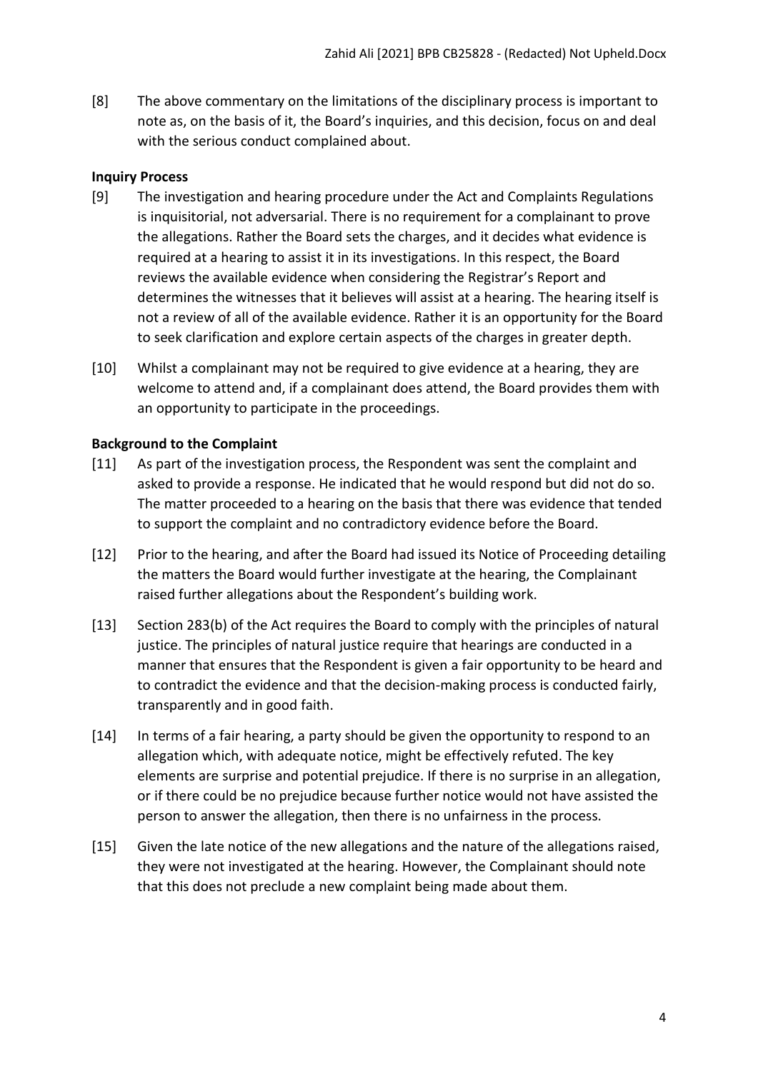[8] The above commentary on the limitations of the disciplinary process is important to note as, on the basis of it, the Board's inquiries, and this decision, focus on and deal with the serious conduct complained about.

## Inquiry Process

[9] The investigation and hearing procedure under the Act and Complaints Regulations is inquisitorial, not adversarial. There is no requirement for a complainant to prove the allegations. Rather the Board sets the charges, and it decides what evidence is required at a hearing to assist it in its investigations. In this respect, the Board reviews the available evidence when considering the Registrar's Report and determines the witnesses that it believes will assist at a hearing. The hearing itself is not a review of all of the available evidence. Rather it is an opportunity for the Board to seek clarification and explore certain aspects of the charges in greater depth.

[10] Whilst a complainant may not be required to give evidence at a hearing, they are welcome to attend and, if a complainant does attend, the Board provides them with an opportunity to participate in the proceedings.

## Background to the Complaint

[11] As part of the investigation process, the Respondent was sent the complaint and asked to provide a response. He indicated that he would respond but did not do so. The matter proceeded to a hearing on the basis that there was evidence that tended to support the complaint and no contradictory evidence before the Board.

[12] Prior to the hearing, and after the Board had issued its Notice of Proceeding detailing the matters the Board would further investigate at the hearing, the Complainant raised further allegations about the Respondent's building work.

[13] Section 283(b) of the Act requires the Board to comply with the principles of natural justice. The principles of natural justice require that hearings are conducted in a manner that ensures that the Respondent is given a fair opportunity to be heard and to contradict the evidence and that the decision-making process is conducted fairly, transparently and in good faith.

[14] In terms of a fair hearing, a party should be given the opportunity to respond to an allegation which, with adequate notice, might be effectively refuted. The key elements are surprise and potential prejudice. If there is no surprise in an allegation, or if there could be no prejudice because further notice would not have assisted the person to answer the allegation, then there is no unfairness in the process.

[15] Given the late notice of the new allegations and the nature of the allegations raised, they were not investigated at the hearing. However, the Complainant should note that this does not preclude a new complaint being made about them.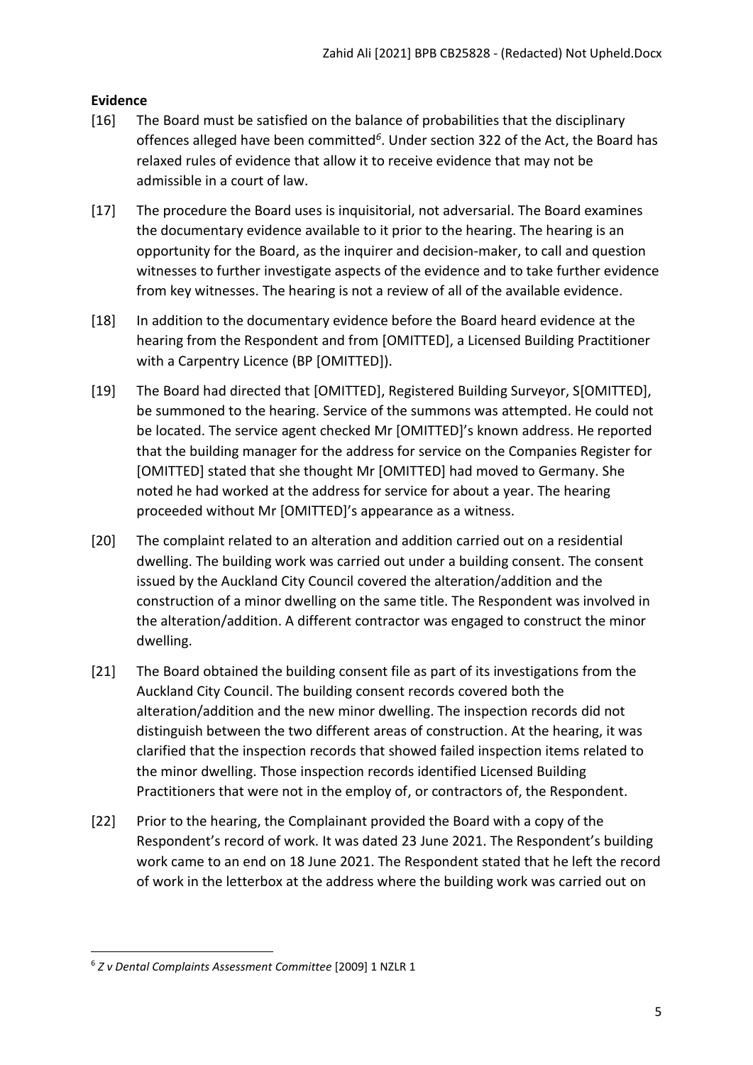**Evidence**

[16] The Board must be satisfied on the balance of probabilities that the disciplinary offences alleged have been committed[6]. Under section 322 of the Act, the Board has relaxed rules of evidence that allow it to receive evidence that may not be admissible in a court of law.

[17] The procedure the Board uses is inquisitorial, not adversarial. The Board examines the documentary evidence available to it prior to the hearing. The hearing is an opportunity for the Board, as the inquirer and decision-maker, to call and question witnesses to further investigate aspects of the evidence and to take further evidence from key witnesses. The hearing is not a review of all of the available evidence.

[18] In addition to the documentary evidence before the Board heard evidence at the hearing from the Respondent and from [OMITTED], a Licensed Building Practitioner with a Carpentry Licence (BP [OMITTED]).

[19] The Board had directed that [OMITTED], Registered Building Surveyor, S[OMITTED], be summoned to the hearing. Service of the summons was attempted. He could not be located. The service agent checked Mr [OMITTED]'s known address. He reported that the building manager for the address for service on the Companies Register for [OMITTED] stated that she thought Mr [OMITTED] had moved to Germany. She noted he had worked at the address for service for about a year. The hearing proceeded without Mr [OMITTED]'s appearance as a witness.

[20] The complaint related to an alteration and addition carried out on a residential dwelling. The building work was carried out under a building consent. The consent issued by the Auckland City Council covered the alteration/addition and the construction of a minor dwelling on the same title. The Respondent was involved in the alteration/addition. A different contractor was engaged to construct the minor dwelling.

[21] The Board obtained the building consent file as part of its investigations from the Auckland City Council. The building consent records covered both the alteration/addition and the new minor dwelling. The inspection records did not distinguish between the two different areas of construction. At the hearing, it was clarified that the inspection records that showed failed inspection items related to the minor dwelling. Those inspection records identified Licensed Building Practitioners that were not in the employ of, or contractors of, the Respondent.

[22] Prior to the hearing, the Complainant provided the Board with a copy of the Respondent's record of work. It was dated 23 June 2021. The Respondent's building work came to an end on 18 June 2021. The Respondent stated that he left the record of work in the letterbox at the address where the building work was carried out on

---

[6] *Z v Dental Complaints Assessment Committee* [2009] 1 NZLR 1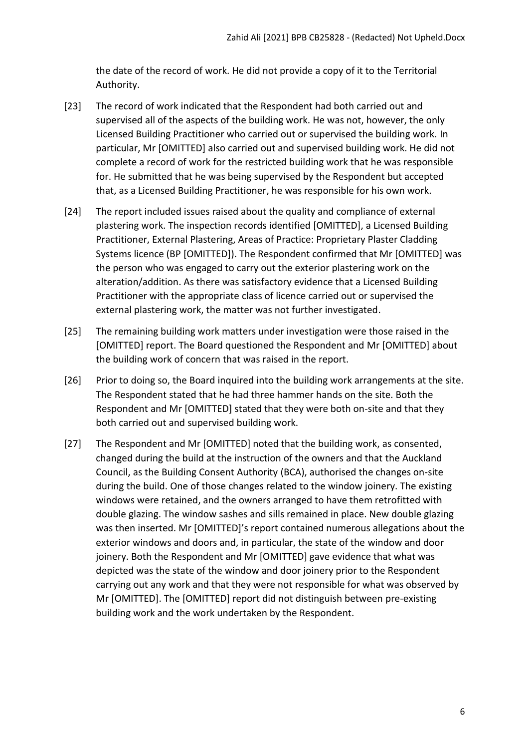the date of the record of work. He did not provide a copy of it to the Territorial Authority.

[23] The record of work indicated that the Respondent had both carried out and supervised all of the aspects of the building work. He was not, however, the only Licensed Building Practitioner who carried out or supervised the building work. In particular, Mr [OMITTED] also carried out and supervised building work. He did not complete a record of work for the restricted building work that he was responsible for. He submitted that he was being supervised by the Respondent but accepted that, as a Licensed Building Practitioner, he was responsible for his own work.

[24] The report included issues raised about the quality and compliance of external plastering work. The inspection records identified [OMITTED], a Licensed Building Practitioner, External Plastering, Areas of Practice: Proprietary Plaster Cladding Systems licence (BP [OMITTED]). The Respondent confirmed that Mr [OMITTED] was the person who was engaged to carry out the exterior plastering work on the alteration/addition. As there was satisfactory evidence that a Licensed Building Practitioner with the appropriate class of licence carried out or supervised the external plastering work, the matter was not further investigated.

[25] The remaining building work matters under investigation were those raised in the [OMITTED] report. The Board questioned the Respondent and Mr [OMITTED] about the building work of concern that was raised in the report.

[26] Prior to doing so, the Board inquired into the building work arrangements at the site. The Respondent stated that he had three hammer hands on the site. Both the Respondent and Mr [OMITTED] stated that they were both on-site and that they both carried out and supervised building work.

[27] The Respondent and Mr [OMITTED] noted that the building work, as consented, changed during the build at the instruction of the owners and that the Auckland Council, as the Building Consent Authority (BCA), authorised the changes on-site during the build. One of those changes related to the window joinery. The existing windows were retained, and the owners arranged to have them retrofitted with double glazing. The window sashes and sills remained in place. New double glazing was then inserted. Mr [OMITTED]'s report contained numerous allegations about the exterior windows and doors and, in particular, the state of the window and door joinery. Both the Respondent and Mr [OMITTED] gave evidence that what was depicted was the state of the window and door joinery prior to the Respondent carrying out any work and that they were not responsible for what was observed by Mr [OMITTED]. The [OMITTED] report did not distinguish between pre-existing building work and the work undertaken by the Respondent.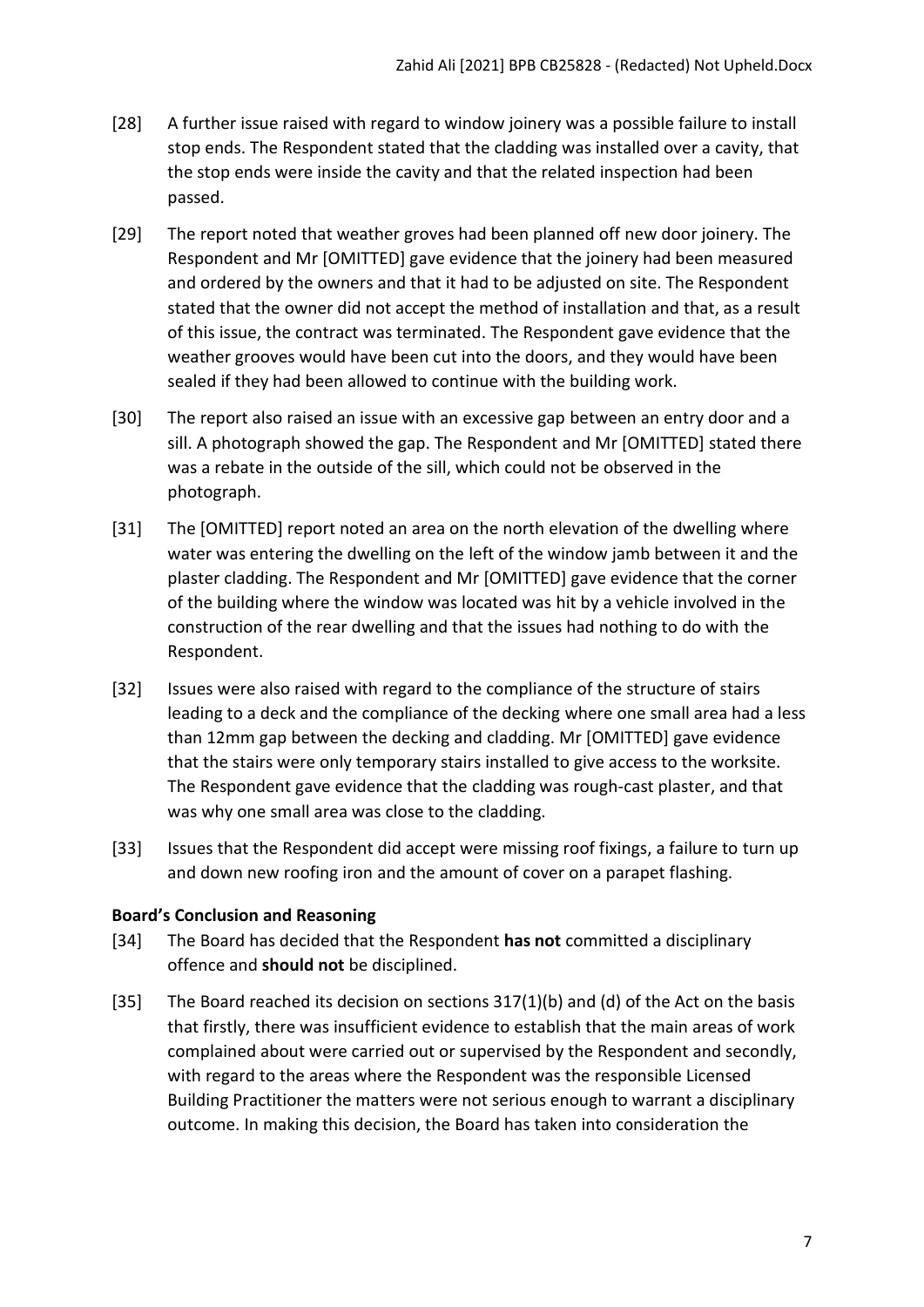[28] A further issue raised with regard to window joinery was a possible failure to install stop ends. The Respondent stated that the cladding was installed over a cavity, that the stop ends were inside the cavity and that the related inspection had been passed.

[29] The report noted that weather groves had been planned off new door joinery. The Respondent and Mr [OMITTED] gave evidence that the joinery had been measured and ordered by the owners and that it had to be adjusted on site. The Respondent stated that the owner did not accept the method of installation and that, as a result of this issue, the contract was terminated. The Respondent gave evidence that the weather grooves would have been cut into the doors, and they would have been sealed if they had been allowed to continue with the building work.

[30] The report also raised an issue with an excessive gap between an entry door and a sill. A photograph showed the gap. The Respondent and Mr [OMITTED] stated there was a rebate in the outside of the sill, which could not be observed in the photograph.

[31] The [OMITTED] report noted an area on the north elevation of the dwelling where water was entering the dwelling on the left of the window jamb between it and the plaster cladding. The Respondent and Mr [OMITTED] gave evidence that the corner of the building where the window was located was hit by a vehicle involved in the construction of the rear dwelling and that the issues had nothing to do with the Respondent.

[32] Issues were also raised with regard to the compliance of the structure of stairs leading to a deck and the compliance of the decking where one small area had a less than 12mm gap between the decking and cladding. Mr [OMITTED] gave evidence that the stairs were only temporary stairs installed to give access to the worksite. The Respondent gave evidence that the cladding was rough-cast plaster, and that was why one small area was close to the cladding.

[33] Issues that the Respondent did accept were missing roof fixings, a failure to turn up and down new roofing iron and the amount of cover on a parapet flashing.

**Board's Conclusion and Reasoning**

[34] The Board has decided that the Respondent **has not** committed a disciplinary offence and **should not** be disciplined.

[35] The Board reached its decision on sections 317(1)(b) and (d) of the Act on the basis that firstly, there was insufficient evidence to establish that the main areas of work complained about were carried out or supervised by the Respondent and secondly, with regard to the areas where the Respondent was the responsible Licensed Building Practitioner the matters were not serious enough to warrant a disciplinary outcome. In making this decision, the Board has taken into consideration the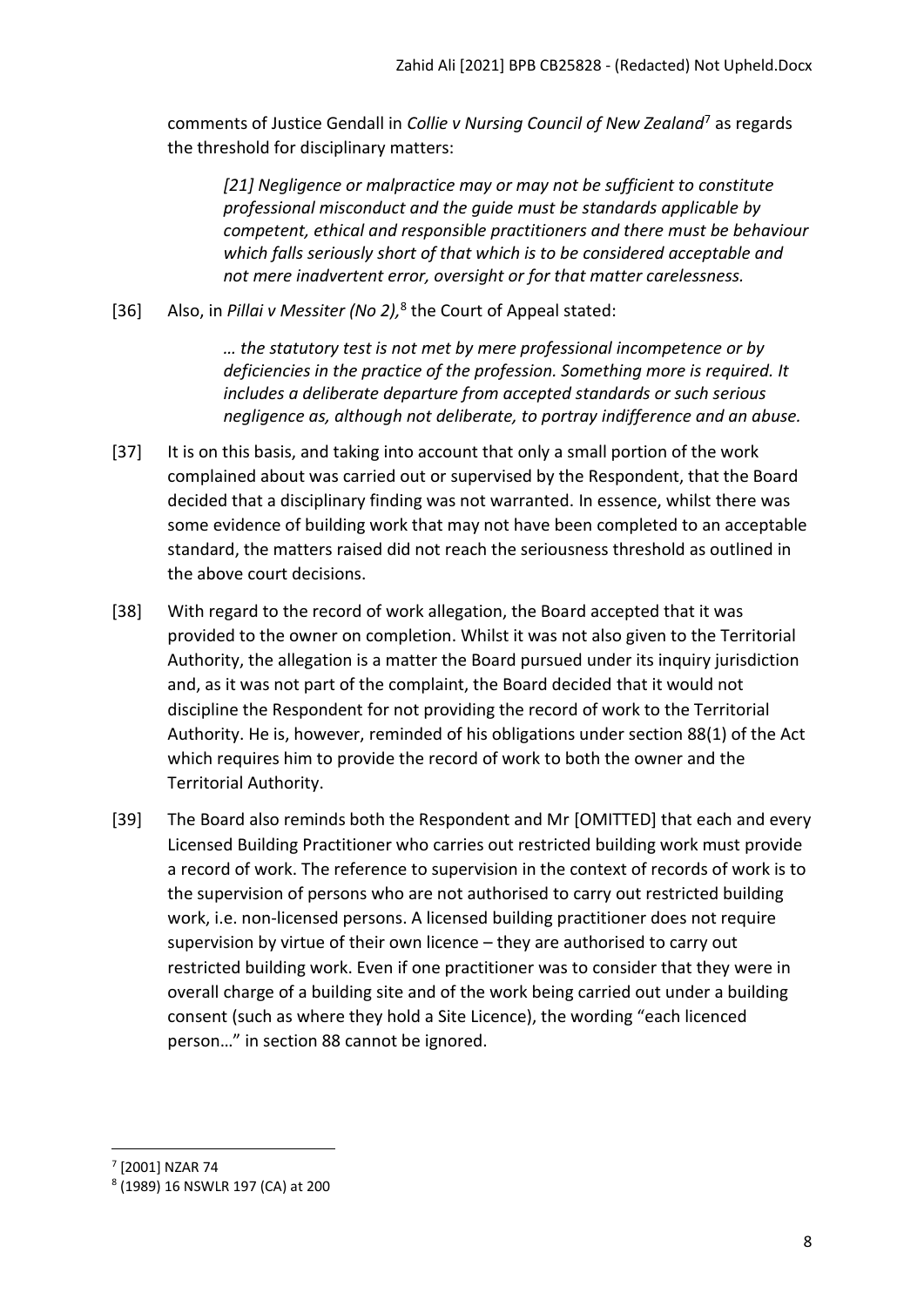comments of Justice Gendall in *Collie v Nursing Council of New Zealand*[7] as regards the threshold for disciplinary matters:

> *[21] Negligence or malpractice may or may not be sufficient to constitute professional misconduct and the guide must be standards applicable by competent, ethical and responsible practitioners and there must be behaviour which falls seriously short of that which is to be considered acceptable and not mere inadvertent error, oversight or for that matter carelessness.*

[36] Also, in *Pillai v Messiter (No 2),*[8] the Court of Appeal stated:

> *… the statutory test is not met by mere professional incompetence or by deficiencies in the practice of the profession. Something more is required. It includes a deliberate departure from accepted standards or such serious negligence as, although not deliberate, to portray indifference and an abuse.*

[37] It is on this basis, and taking into account that only a small portion of the work complained about was carried out or supervised by the Respondent, that the Board decided that a disciplinary finding was not warranted. In essence, whilst there was some evidence of building work that may not have been completed to an acceptable standard, the matters raised did not reach the seriousness threshold as outlined in the above court decisions.

[38] With regard to the record of work allegation, the Board accepted that it was provided to the owner on completion. Whilst it was not also given to the Territorial Authority, the allegation is a matter the Board pursued under its inquiry jurisdiction and, as it was not part of the complaint, the Board decided that it would not discipline the Respondent for not providing the record of work to the Territorial Authority. He is, however, reminded of his obligations under section 88(1) of the Act which requires him to provide the record of work to both the owner and the Territorial Authority.

[39] The Board also reminds both the Respondent and Mr [OMITTED] that each and every Licensed Building Practitioner who carries out restricted building work must provide a record of work. The reference to supervision in the context of records of work is to the supervision of persons who are not authorised to carry out restricted building work, i.e. non-licensed persons. A licensed building practitioner does not require supervision by virtue of their own licence – they are authorised to carry out restricted building work. Even if one practitioner was to consider that they were in overall charge of a building site and of the work being carried out under a building consent (such as where they hold a Site Licence), the wording "each licenced person…" in section 88 cannot be ignored.

---

[7] [2001] NZAR 74

[8] (1989) 16 NSWLR 197 (CA) at 200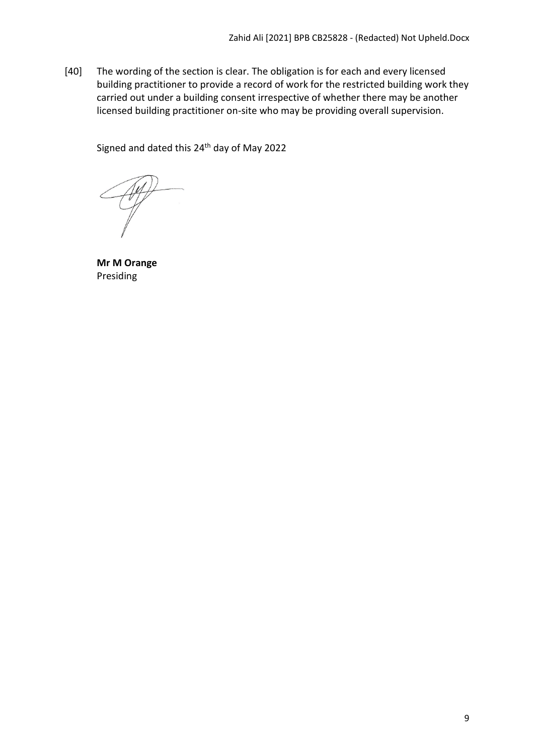[40] The wording of the section is clear. The obligation is for each and every licensed building practitioner to provide a record of work for the restricted building work they carried out under a building consent irrespective of whether there may be another licensed building practitioner on-site who may be providing overall supervision.

Signed and dated this 24th day of May 2022

**Mr M Orange**
Presiding